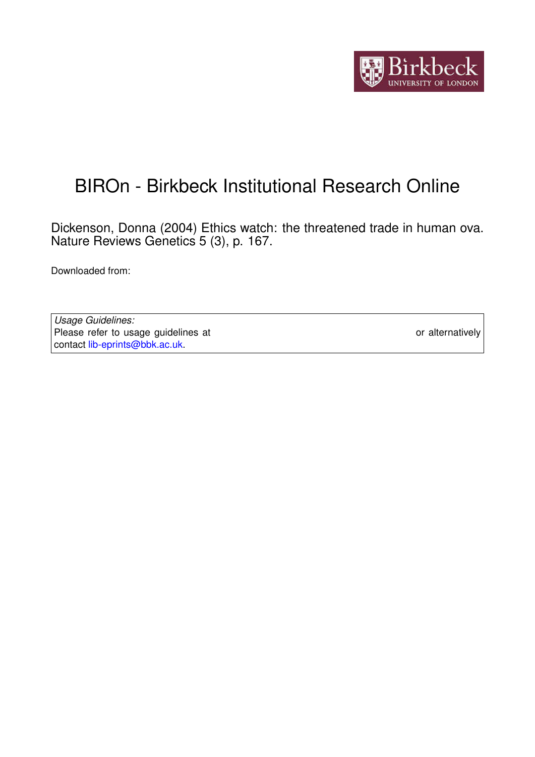# BIROn - Birkbeck Institutional Research Online

Dickenson, Donna (2004) Ethics watch: the threatened trade in human ova. Nature Reviews Genetics 5 (3), p. 167.

Downloaded from:

| *Usage Guidelines:* |
| --- |
| Please refer to usage guidelines at or alternatively contact lib-eprints@bbk.ac.uk. |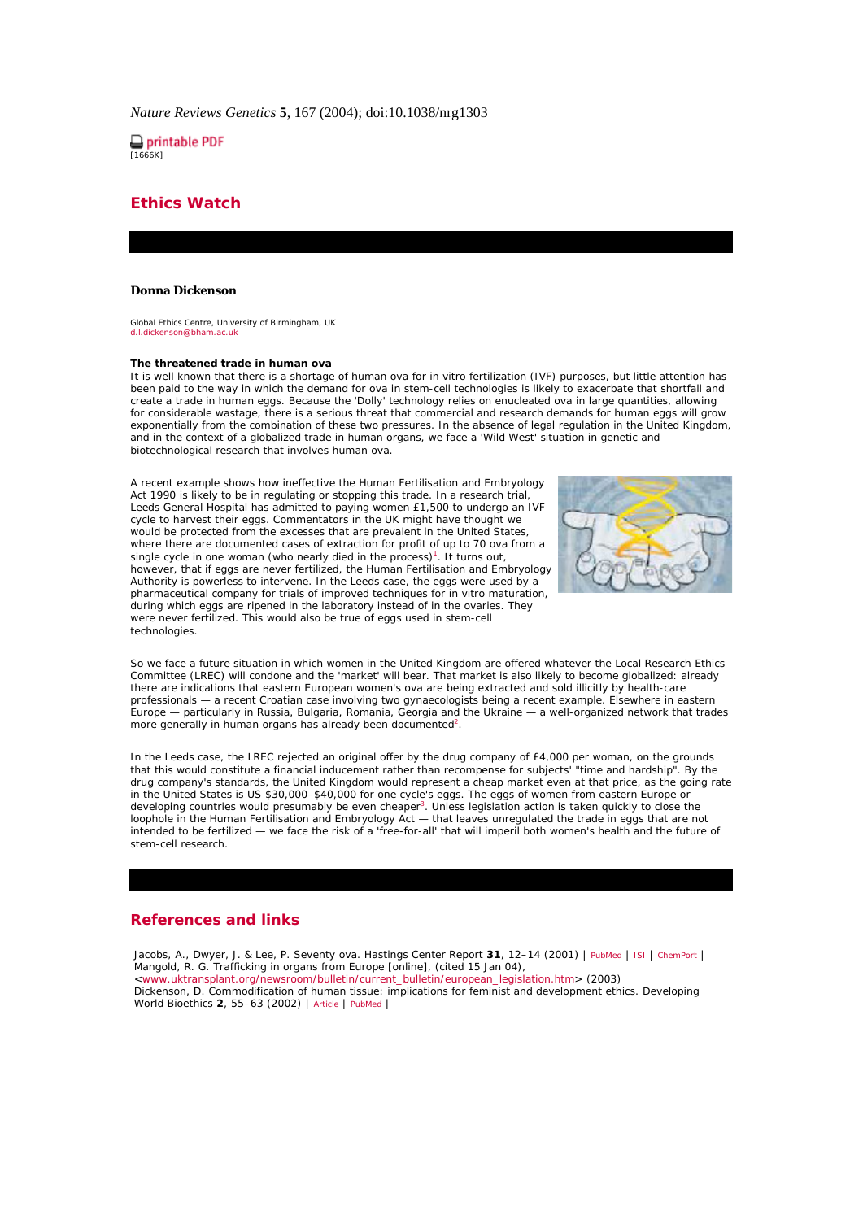*Nature Reviews Genetics* **5**, 167 (2004); doi:10.1038/nrg1303

printable PDF
[1666K]

## Ethics Watch

**Donna Dickenson**

Global Ethics Centre, University of Birmingham, UK
d.l.dickenson@bham.ac.uk

**The threatened trade in human ova**

It is well known that there is a shortage of human ova for in vitro fertilization (IVF) purposes, but little attention has been paid to the way in which the demand for ova in stem-cell technologies is likely to exacerbate that shortfall and create a trade in human eggs. Because the 'Dolly' technology relies on enucleated ova in large quantities, allowing for considerable wastage, there is a serious threat that commercial and research demands for human eggs will grow exponentially from the combination of these two pressures. In the absence of legal regulation in the United Kingdom, and in the context of a globalized trade in human organs, we face a 'Wild West' situation in genetic and biotechnological research that involves human ova.

A recent example shows how ineffective the Human Fertilisation and Embryology Act 1990 is likely to be in regulating or stopping this trade. In a research trial, Leeds General Hospital has admitted to paying women £1,500 to undergo an IVF cycle to harvest their eggs. Commentators in the UK might have thought we would be protected from the excesses that are prevalent in the United States, where there are documented cases of extraction for profit of up to 70 ova from a single cycle in one woman (who nearly died in the process)[1]. It turns out, however, that if eggs are never fertilized, the Human Fertilisation and Embryology Authority is powerless to intervene. In the Leeds case, the eggs were used by a pharmaceutical company for trials of improved techniques for in vitro maturation, during which eggs are ripened in the laboratory instead of in the ovaries. They were never fertilized. This would also be true of eggs used in stem-cell technologies.

So we face a future situation in which women in the United Kingdom are offered whatever the Local Research Ethics Committee (LREC) will condone and the 'market' will bear. That market is also likely to become globalized: already there are indications that eastern European women's ova are being extracted and sold illicitly by health-care professionals — a recent Croatian case involving two gynaecologists being a recent example. Elsewhere in eastern Europe — particularly in Russia, Bulgaria, Romania, Georgia and the Ukraine — a well-organized network that trades more generally in human organs has already been documented[2].

In the Leeds case, the LREC rejected an original offer by the drug company of £4,000 per woman, on the grounds that this would constitute a financial inducement rather than recompense for subjects' "time and hardship". By the drug company's standards, the United Kingdom would represent a cheap market even at that price, as the going rate in the United States is US $30,000–$40,000 for one cycle's eggs. The eggs of women from eastern Europe or developing countries would presumably be even cheaper[3]. Unless legislation action is taken quickly to close the loophole in the Human Fertilisation and Embryology Act — that leaves unregulated the trade in eggs that are not intended to be fertilized — we face the risk of a 'free-for-all' that will imperil both women's health and the future of stem-cell research.

## References and links

Jacobs, A., Dwyer, J. & Lee, P. Seventy ova. Hastings Center Report **31**, 12–14 (2001) | PubMed | ISI | ChemPort |
Mangold, R. G. Trafficking in organs from Europe [online], (cited 15 Jan 04), <www.uktransplant.org/newsroom/bulletin/current_bulletin/european_legislation.htm> (2003)
Dickenson, D. Commodification of human tissue: implications for feminist and development ethics. Developing World Bioethics **2**, 55–63 (2002) | Article | PubMed |